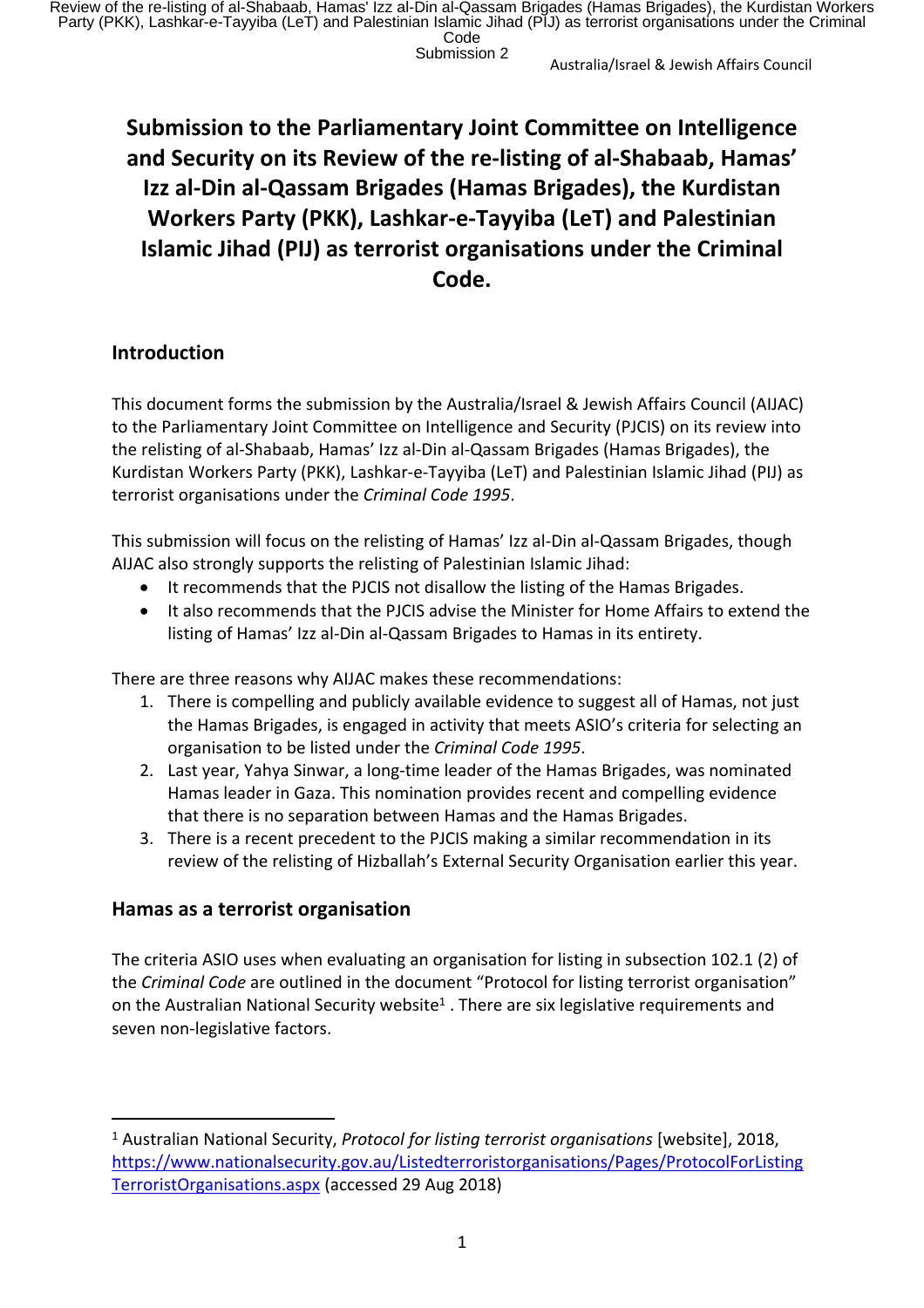# Submission to the Parliamentary Joint Committee on Intelligence and Security on its Review of the re-listing of al-Shabaab, Hamas' Izz al-Din al-Qassam Brigades (Hamas Brigades), the Kurdistan Workers Party (PKK), Lashkar-e-Tayyiba (LeT) and Palestinian Islamic Jihad (PIJ) as terrorist organisations under the Criminal Code.

## Introduction

This document forms the submission by the Australia/Israel & Jewish Affairs Council (AIJAC) to the Parliamentary Joint Committee on Intelligence and Security (PJCIS) on its review into the relisting of al-Shabaab, Hamas' Izz al-Din al-Qassam Brigades (Hamas Brigades), the Kurdistan Workers Party (PKK), Lashkar-e-Tayyiba (LeT) and Palestinian Islamic Jihad (PIJ) as terrorist organisations under the *Criminal Code 1995*.

This submission will focus on the relisting of Hamas' Izz al-Din al-Qassam Brigades, though AIJAC also strongly supports the relisting of Palestinian Islamic Jihad:

- It recommends that the PJCIS not disallow the listing of the Hamas Brigades.
- It also recommends that the PJCIS advise the Minister for Home Affairs to extend the listing of Hamas' Izz al-Din al-Qassam Brigades to Hamas in its entirety.

There are three reasons why AIJAC makes these recommendations:

1. There is compelling and publicly available evidence to suggest all of Hamas, not just the Hamas Brigades, is engaged in activity that meets ASIO's criteria for selecting an organisation to be listed under the *Criminal Code 1995*.
2. Last year, Yahya Sinwar, a long-time leader of the Hamas Brigades, was nominated Hamas leader in Gaza. This nomination provides recent and compelling evidence that there is no separation between Hamas and the Hamas Brigades.
3. There is a recent precedent to the PJCIS making a similar recommendation in its review of the relisting of Hizballah's External Security Organisation earlier this year.

## Hamas as a terrorist organisation

The criteria ASIO uses when evaluating an organisation for listing in subsection 102.1 (2) of the *Criminal Code* are outlined in the document "Protocol for listing terrorist organisation" on the Australian National Security website[1] . There are six legislative requirements and seven non-legislative factors.

[1] Australian National Security, *Protocol for listing terrorist organisations* [website], 2018, https://www.nationalsecurity.gov.au/Listedterroristorganisations/Pages/ProtocolForListingTerroristOrganisations.aspx (accessed 29 Aug 2018)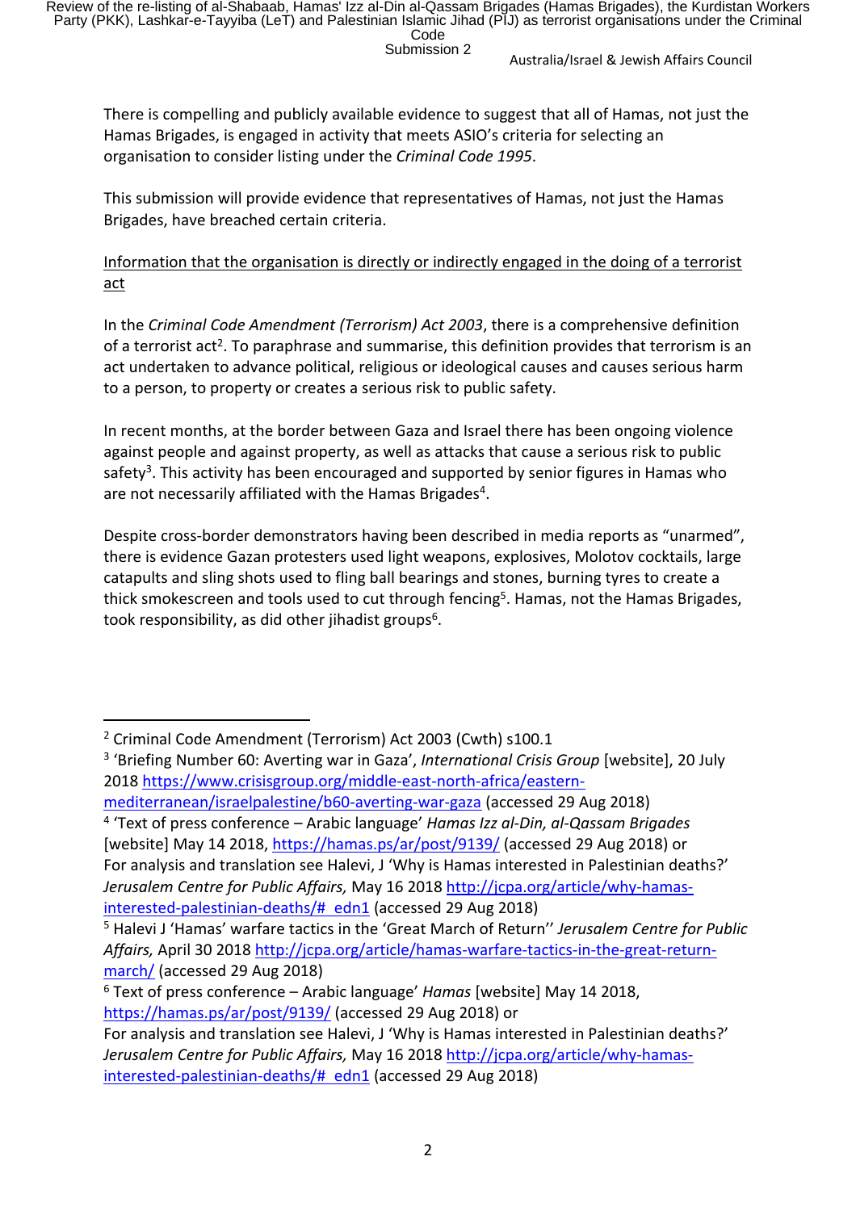There is compelling and publicly available evidence to suggest that all of Hamas, not just the Hamas Brigades, is engaged in activity that meets ASIO's criteria for selecting an organisation to consider listing under the *Criminal Code 1995*.

This submission will provide evidence that representatives of Hamas, not just the Hamas Brigades, have breached certain criteria.

<u>Information that the organisation is directly or indirectly engaged in the doing of a terrorist act</u>

In the *Criminal Code Amendment (Terrorism) Act 2003*, there is a comprehensive definition of a terrorist act[2]. To paraphrase and summarise, this definition provides that terrorism is an act undertaken to advance political, religious or ideological causes and causes serious harm to a person, to property or creates a serious risk to public safety.

In recent months, at the border between Gaza and Israel there has been ongoing violence against people and against property, as well as attacks that cause a serious risk to public safety[3]. This activity has been encouraged and supported by senior figures in Hamas who are not necessarily affiliated with the Hamas Brigades[4].

Despite cross-border demonstrators having been described in media reports as "unarmed", there is evidence Gazan protesters used light weapons, explosives, Molotov cocktails, large catapults and sling shots used to fling ball bearings and stones, burning tyres to create a thick smokescreen and tools used to cut through fencing[5]. Hamas, not the Hamas Brigades, took responsibility, as did other jihadist groups[6].

---

[2] Criminal Code Amendment (Terrorism) Act 2003 (Cwth) s100.1

[3] 'Briefing Number 60: Averting war in Gaza', *International Crisis Group* [website], 20 July 2018 https://www.crisisgroup.org/middle-east-north-africa/eastern-mediterranean/israelpalestine/b60-averting-war-gaza (accessed 29 Aug 2018)

[4] 'Text of press conference – Arabic language' *Hamas Izz al-Din, al-Qassam Brigades* [website] May 14 2018, https://hamas.ps/ar/post/9139/ (accessed 29 Aug 2018) or For analysis and translation see Halevi, J 'Why is Hamas interested in Palestinian deaths?' *Jerusalem Centre for Public Affairs,* May 16 2018 http://jcpa.org/article/why-hamas-interested-palestinian-deaths/#_edn1 (accessed 29 Aug 2018)

[5] Halevi J 'Hamas' warfare tactics in the 'Great March of Return'' *Jerusalem Centre for Public Affairs,* April 30 2018 http://jcpa.org/article/hamas-warfare-tactics-in-the-great-return-march/ (accessed 29 Aug 2018)

[6] Text of press conference – Arabic language' *Hamas* [website] May 14 2018, https://hamas.ps/ar/post/9139/ (accessed 29 Aug 2018) or For analysis and translation see Halevi, J 'Why is Hamas interested in Palestinian deaths?' *Jerusalem Centre for Public Affairs,* May 16 2018 http://jcpa.org/article/why-hamas-interested-palestinian-deaths/#_edn1 (accessed 29 Aug 2018)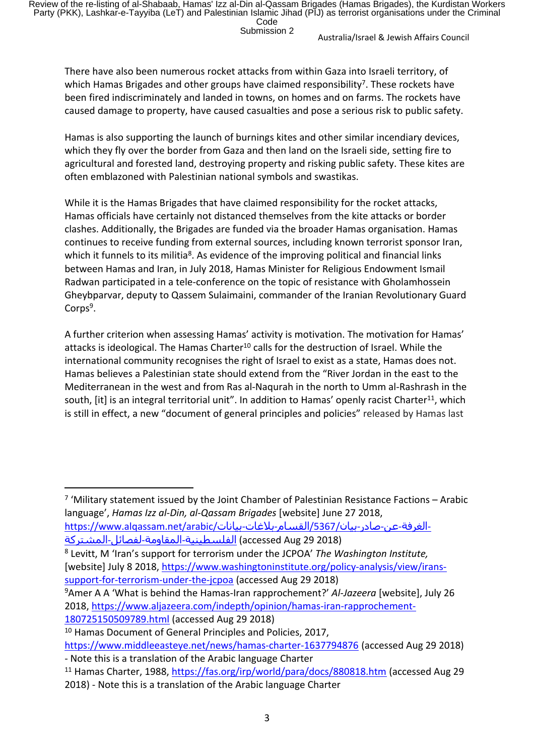There have also been numerous rocket attacks from within Gaza into Israeli territory, of which Hamas Brigades and other groups have claimed responsibility[7]. These rockets have been fired indiscriminately and landed in towns, on homes and on farms. The rockets have caused damage to property, have caused casualties and pose a serious risk to public safety.

Hamas is also supporting the launch of burnings kites and other similar incendiary devices, which they fly over the border from Gaza and then land on the Israeli side, setting fire to agricultural and forested land, destroying property and risking public safety. These kites are often emblazoned with Palestinian national symbols and swastikas.

While it is the Hamas Brigades that have claimed responsibility for the rocket attacks, Hamas officials have certainly not distanced themselves from the kite attacks or border clashes. Additionally, the Brigades are funded via the broader Hamas organisation. Hamas continues to receive funding from external sources, including known terrorist sponsor Iran, which it funnels to its militia[8]. As evidence of the improving political and financial links between Hamas and Iran, in July 2018, Hamas Minister for Religious Endowment Ismail Radwan participated in a tele-conference on the topic of resistance with Gholamhossein Gheybparvar, deputy to Qassem Sulaimaini, commander of the Iranian Revolutionary Guard Corps[9].

A further criterion when assessing Hamas' activity is motivation. The motivation for Hamas' attacks is ideological. The Hamas Charter[10] calls for the destruction of Israel. While the international community recognises the right of Israel to exist as a state, Hamas does not. Hamas believes a Palestinian state should extend from the "River Jordan in the east to the Mediterranean in the west and from Ras al-Naqurah in the north to Umm al-Rashrash in the south, [it] is an integral territorial unit". In addition to Hamas' openly racist Charter[11], which is still in effect, a new "document of general principles and policies" released by Hamas last

---

[7] 'Military statement issued by the Joint Chamber of Palestinian Resistance Factions – Arabic language', *Hamas Izz al-Din, al-Qassam Brigades* [website] June 27 2018, https://www.alqassam.net/arabic/بيانات-بلاغات-القسام/5367/بيان-صادر-عن-الغرفة-المشتركة-لفصائل-المقاومة-الفلسطينية (accessed Aug 29 2018)

[8] Levitt, M 'Iran's support for terrorism under the JCPOA' *The Washington Institute,* [website] July 8 2018, https://www.washingtoninstitute.org/policy-analysis/view/irans-support-for-terrorism-under-the-jcpoa (accessed Aug 29 2018)

[9] Amer A A 'What is behind the Hamas-Iran rapprochement?' *Al-Jazeera* [website], July 26 2018, https://www.aljazeera.com/indepth/opinion/hamas-iran-rapprochement-180725150509789.html (accessed Aug 29 2018)

[10] Hamas Document of General Principles and Policies, 2017, https://www.middleeasteye.net/news/hamas-charter-1637794876 (accessed Aug 29 2018) - Note this is a translation of the Arabic language Charter

[11] Hamas Charter, 1988, https://fas.org/irp/world/para/docs/880818.htm (accessed Aug 29 2018) - Note this is a translation of the Arabic language Charter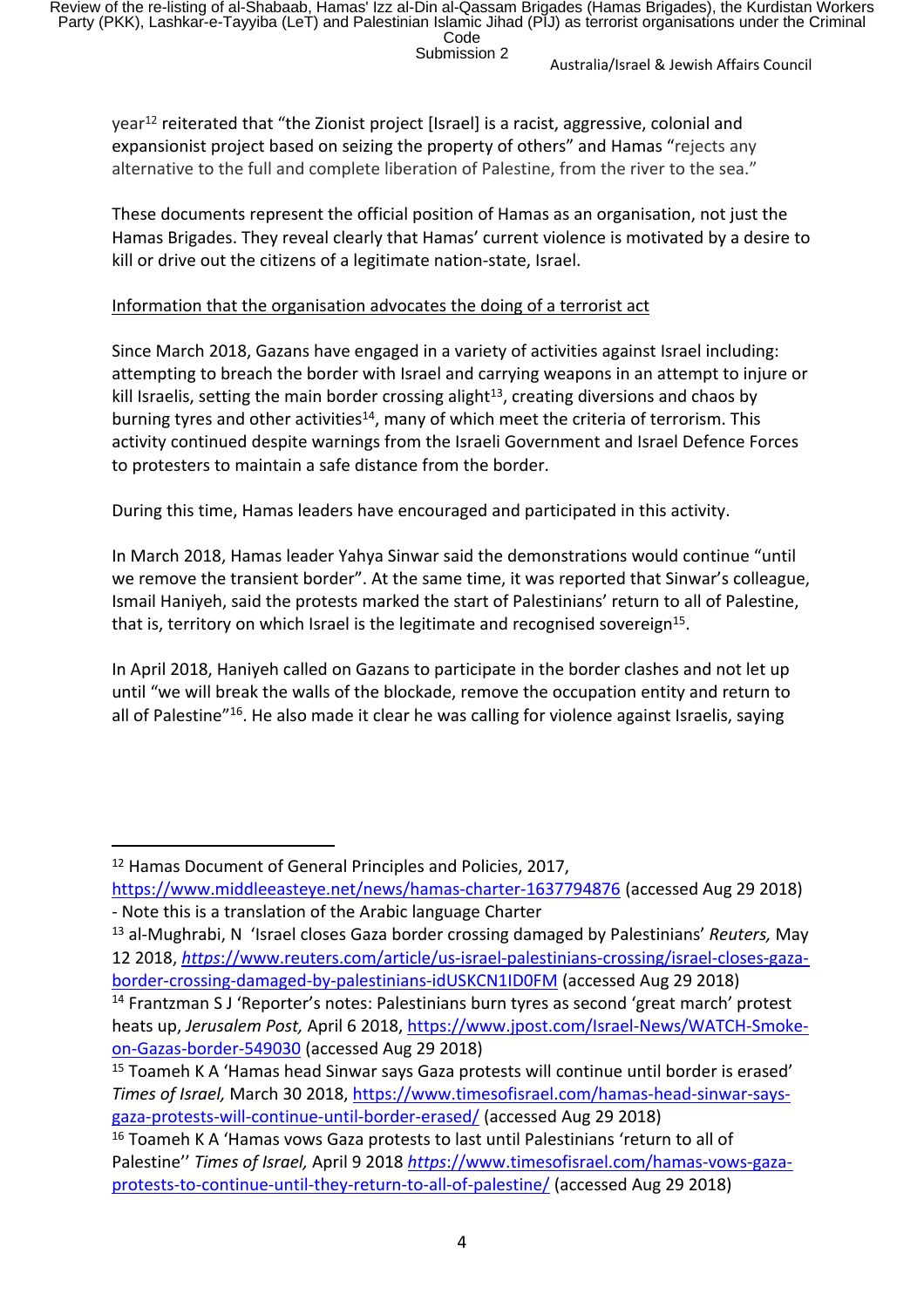year[12] reiterated that "the Zionist project [Israel] is a racist, aggressive, colonial and expansionist project based on seizing the property of others" and Hamas "rejects any alternative to the full and complete liberation of Palestine, from the river to the sea."

These documents represent the official position of Hamas as an organisation, not just the Hamas Brigades. They reveal clearly that Hamas' current violence is motivated by a desire to kill or drive out the citizens of a legitimate nation-state, Israel.

Information that the organisation advocates the doing of a terrorist act

Since March 2018, Gazans have engaged in a variety of activities against Israel including: attempting to breach the border with Israel and carrying weapons in an attempt to injure or kill Israelis, setting the main border crossing alight[13], creating diversions and chaos by burning tyres and other activities[14], many of which meet the criteria of terrorism. This activity continued despite warnings from the Israeli Government and Israel Defence Forces to protesters to maintain a safe distance from the border.

During this time, Hamas leaders have encouraged and participated in this activity.

In March 2018, Hamas leader Yahya Sinwar said the demonstrations would continue "until we remove the transient border". At the same time, it was reported that Sinwar's colleague, Ismail Haniyeh, said the protests marked the start of Palestinians' return to all of Palestine, that is, territory on which Israel is the legitimate and recognised sovereign[15].

In April 2018, Haniyeh called on Gazans to participate in the border clashes and not let up until "we will break the walls of the blockade, remove the occupation entity and return to all of Palestine"[16]. He also made it clear he was calling for violence against Israelis, saying

---

[12] Hamas Document of General Principles and Policies, 2017, https://www.middleeasteye.net/news/hamas-charter-1637794876 (accessed Aug 29 2018) - Note this is a translation of the Arabic language Charter

[13] al-Mughrabi, N 'Israel closes Gaza border crossing damaged by Palestinians' *Reuters,* May 12 2018, *https*://www.reuters.com/article/us-israel-palestinians-crossing/israel-closes-gaza-border-crossing-damaged-by-palestinians-idUSKCN1ID0FM (accessed Aug 29 2018)

[14] Frantzman S J 'Reporter's notes: Palestinians burn tyres as second 'great march' protest heats up, *Jerusalem Post,* April 6 2018, https://www.jpost.com/Israel-News/WATCH-Smoke-on-Gazas-border-549030 (accessed Aug 29 2018)

[15] Toameh K A 'Hamas head Sinwar says Gaza protests will continue until border is erased' *Times of Israel,* March 30 2018, https://www.timesofisrael.com/hamas-head-sinwar-says-gaza-protests-will-continue-until-border-erased/ (accessed Aug 29 2018)

[16] Toameh K A 'Hamas vows Gaza protests to last until Palestinians 'return to all of Palestine'' *Times of Israel,* April 9 2018 *https*://www.timesofisrael.com/hamas-vows-gaza-protests-to-continue-until-they-return-to-all-of-palestine/ (accessed Aug 29 2018)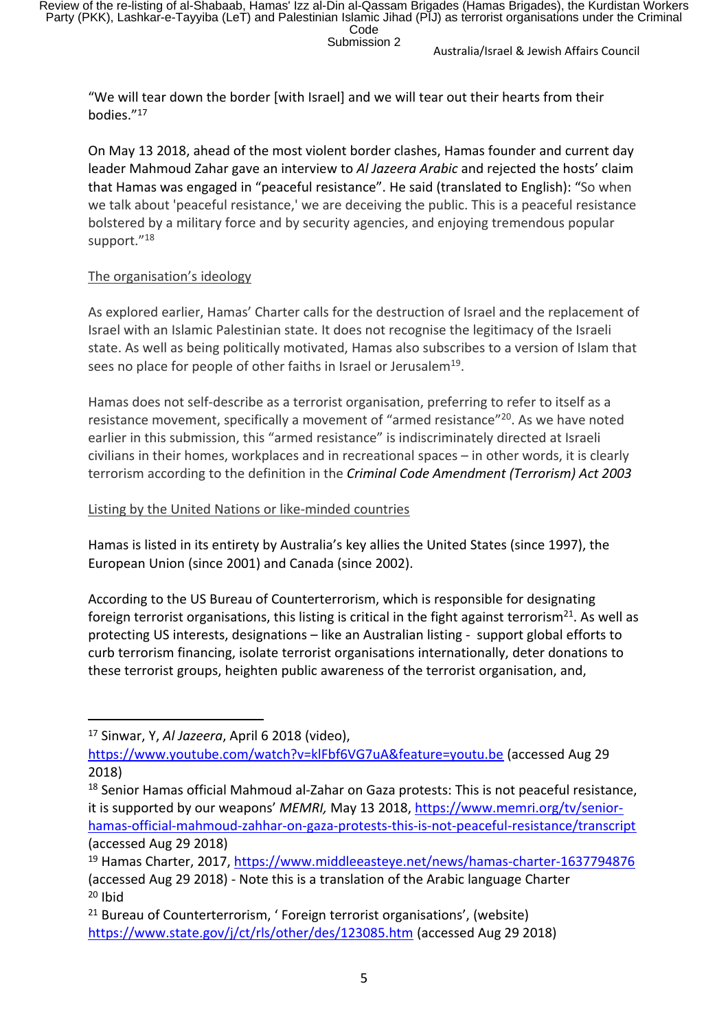"We will tear down the border [with Israel] and we will tear out their hearts from their bodies."[17]

On May 13 2018, ahead of the most violent border clashes, Hamas founder and current day leader Mahmoud Zahar gave an interview to *Al Jazeera Arabic* and rejected the hosts' claim that Hamas was engaged in "peaceful resistance". He said (translated to English): "So when we talk about 'peaceful resistance,' we are deceiving the public. This is a peaceful resistance bolstered by a military force and by security agencies, and enjoying tremendous popular support."[18]

<u>The organisation's ideology</u>

As explored earlier, Hamas' Charter calls for the destruction of Israel and the replacement of Israel with an Islamic Palestinian state. It does not recognise the legitimacy of the Israeli state. As well as being politically motivated, Hamas also subscribes to a version of Islam that sees no place for people of other faiths in Israel or Jerusalem[19].

Hamas does not self-describe as a terrorist organisation, preferring to refer to itself as a resistance movement, specifically a movement of "armed resistance"[20]. As we have noted earlier in this submission, this "armed resistance" is indiscriminately directed at Israeli civilians in their homes, workplaces and in recreational spaces – in other words, it is clearly terrorism according to the definition in the *Criminal Code Amendment (Terrorism) Act 2003*

<u>Listing by the United Nations or like-minded countries</u>

Hamas is listed in its entirety by Australia's key allies the United States (since 1997), the European Union (since 2001) and Canada (since 2002).

According to the US Bureau of Counterterrorism, which is responsible for designating foreign terrorist organisations, this listing is critical in the fight against terrorism[21]. As well as protecting US interests, designations – like an Australian listing - support global efforts to curb terrorism financing, isolate terrorist organisations internationally, deter donations to these terrorist groups, heighten public awareness of the terrorist organisation, and,

---

[17] Sinwar, Y, *Al Jazeera*, April 6 2018 (video), https://www.youtube.com/watch?v=klFbf6VG7uA&feature=youtu.be (accessed Aug 29 2018)

[18] Senior Hamas official Mahmoud al-Zahar on Gaza protests: This is not peaceful resistance, it is supported by our weapons' *MEMRI,* May 13 2018, https://www.memri.org/tv/senior-hamas-official-mahmoud-zahhar-on-gaza-protests-this-is-not-peaceful-resistance/transcript (accessed Aug 29 2018)

[19] Hamas Charter, 2017, https://www.middleeasteye.net/news/hamas-charter-1637794876 (accessed Aug 29 2018) - Note this is a translation of the Arabic language Charter

[20] Ibid

[21] Bureau of Counterterrorism, ' Foreign terrorist organisations', (website) https://www.state.gov/j/ct/rls/other/des/123085.htm (accessed Aug 29 2018)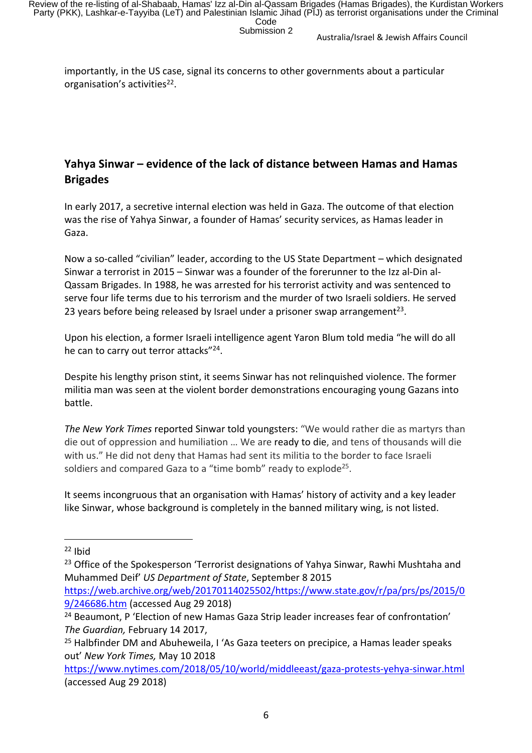importantly, in the US case, signal its concerns to other governments about a particular organisation's activities[22].

## Yahya Sinwar – evidence of the lack of distance between Hamas and Hamas Brigades

In early 2017, a secretive internal election was held in Gaza. The outcome of that election was the rise of Yahya Sinwar, a founder of Hamas' security services, as Hamas leader in Gaza.

Now a so-called "civilian" leader, according to the US State Department – which designated Sinwar a terrorist in 2015 – Sinwar was a founder of the forerunner to the Izz al-Din al-Qassam Brigades. In 1988, he was arrested for his terrorist activity and was sentenced to serve four life terms due to his terrorism and the murder of two Israeli soldiers. He served 23 years before being released by Israel under a prisoner swap arrangement[23].

Upon his election, a former Israeli intelligence agent Yaron Blum told media "he will do all he can to carry out terror attacks"[24].

Despite his lengthy prison stint, it seems Sinwar has not relinquished violence. The former militia man was seen at the violent border demonstrations encouraging young Gazans into battle.

*The New York Times* reported Sinwar told youngsters: "We would rather die as martyrs than die out of oppression and humiliation … We are ready to die, and tens of thousands will die with us." He did not deny that Hamas had sent its militia to the border to face Israeli soldiers and compared Gaza to a "time bomb" ready to explode[25].

It seems incongruous that an organisation with Hamas' history of activity and a key leader like Sinwar, whose background is completely in the banned military wing, is not listed.

---

[22] Ibid

[23] Office of the Spokesperson 'Terrorist designations of Yahya Sinwar, Rawhi Mushtaha and Muhammed Deif' *US Department of State*, September 8 2015 https://web.archive.org/web/20170114025502/https://www.state.gov/r/pa/prs/ps/2015/09/246686.htm (accessed Aug 29 2018)

[24] Beaumont, P 'Election of new Hamas Gaza Strip leader increases fear of confrontation' *The Guardian,* February 14 2017,

[25] Halbfinder DM and Abuheweila, I 'As Gaza teeters on precipice, a Hamas leader speaks out' *New York Times,* May 10 2018 https://www.nytimes.com/2018/05/10/world/middleeast/gaza-protests-yehya-sinwar.html (accessed Aug 29 2018)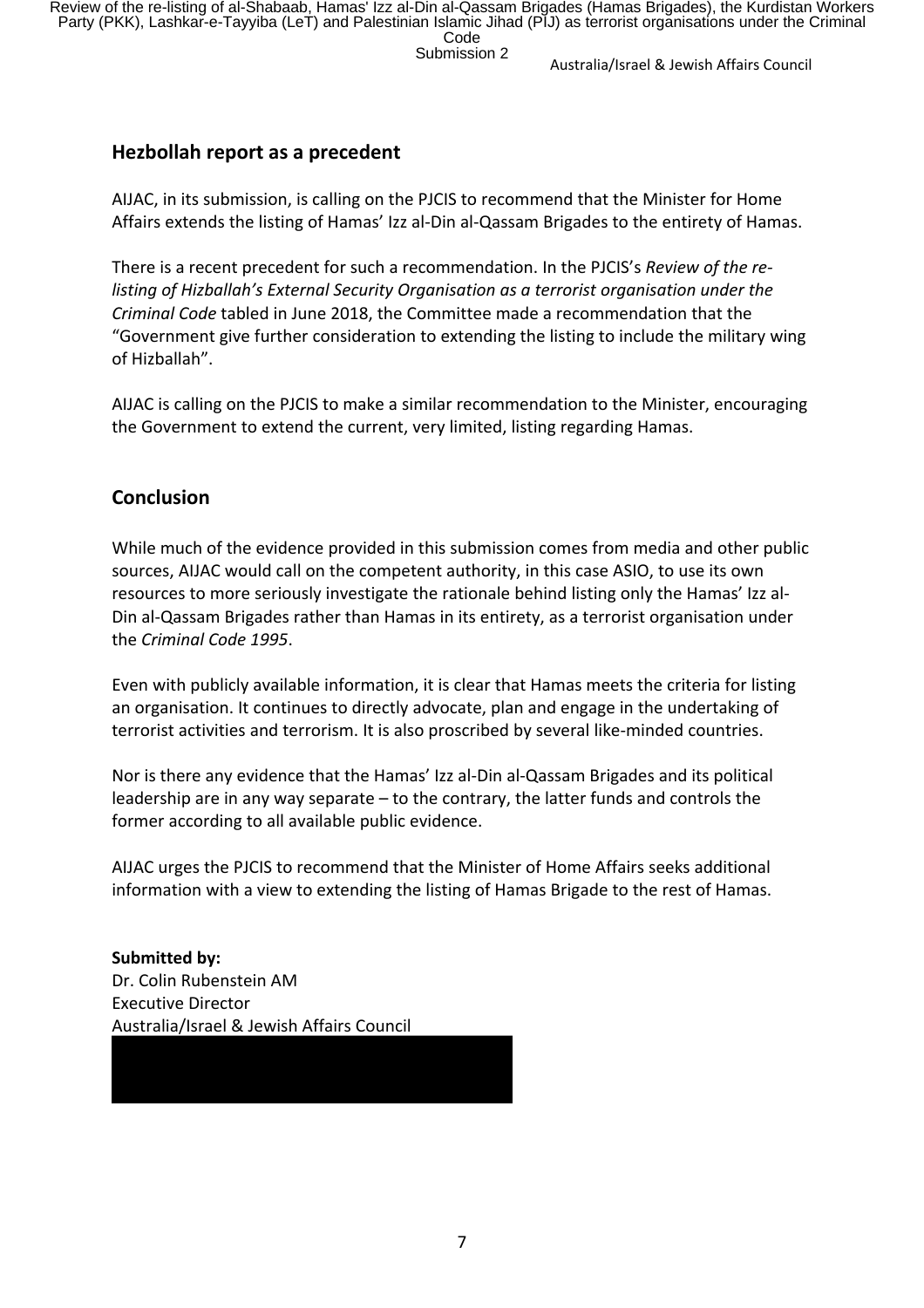## Hezbollah report as a precedent

AIJAC, in its submission, is calling on the PJCIS to recommend that the Minister for Home Affairs extends the listing of Hamas' Izz al-Din al-Qassam Brigades to the entirety of Hamas.

There is a recent precedent for such a recommendation. In the PJCIS's *Review of the re-listing of Hizballah's External Security Organisation as a terrorist organisation under the Criminal Code* tabled in June 2018, the Committee made a recommendation that the "Government give further consideration to extending the listing to include the military wing of Hizballah".

AIJAC is calling on the PJCIS to make a similar recommendation to the Minister, encouraging the Government to extend the current, very limited, listing regarding Hamas.

## Conclusion

While much of the evidence provided in this submission comes from media and other public sources, AIJAC would call on the competent authority, in this case ASIO, to use its own resources to more seriously investigate the rationale behind listing only the Hamas' Izz al-Din al-Qassam Brigades rather than Hamas in its entirety, as a terrorist organisation under the *Criminal Code 1995*.

Even with publicly available information, it is clear that Hamas meets the criteria for listing an organisation. It continues to directly advocate, plan and engage in the undertaking of terrorist activities and terrorism. It is also proscribed by several like-minded countries.

Nor is there any evidence that the Hamas' Izz al-Din al-Qassam Brigades and its political leadership are in any way separate – to the contrary, the latter funds and controls the former according to all available public evidence.

AIJAC urges the PJCIS to recommend that the Minister of Home Affairs seeks additional information with a view to extending the listing of Hamas Brigade to the rest of Hamas.

**Submitted by:**
Dr. Colin Rubenstein AM
Executive Director
Australia/Israel & Jewish Affairs Council